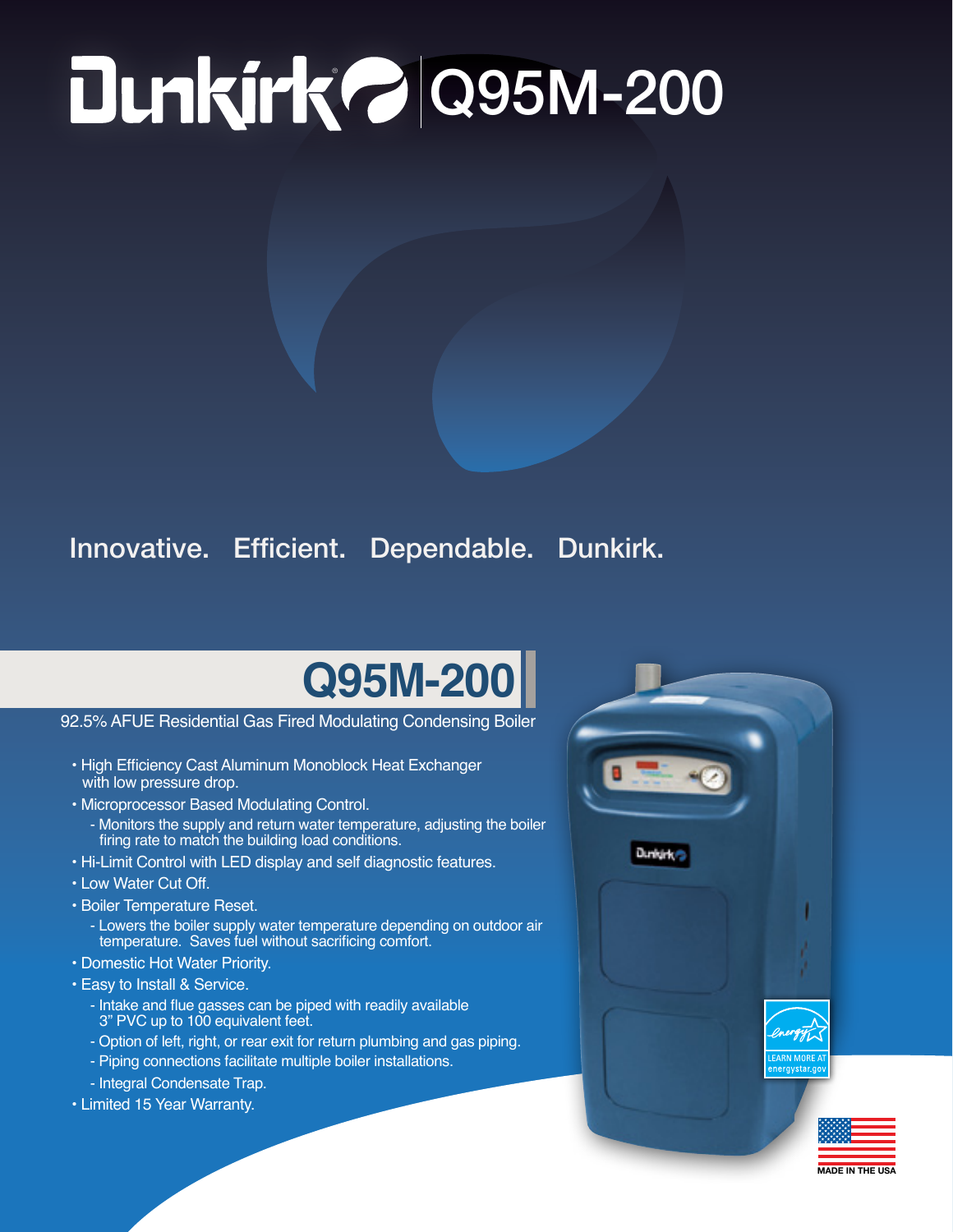# Dunkirk Q95M-200

Innovative. Efficient. Dependable. Dunkirk.

## Q95M-200

92.5% AFUE Residential Gas Fired Modulating Condensing Boiler

- High Efficiency Cast Aluminum Monoblock Heat Exchanger with low pressure drop.
- Microprocessor Based Modulating Control.
  - Monitors the supply and return water temperature, adjusting the boiler firing rate to match the building load conditions.
- Hi-Limit Control with LED display and self diagnostic features.
- Low Water Cut Off.
- Boiler Temperature Reset.
  - Lowers the boiler supply water temperature depending on outdoor air temperature. Saves fuel without sacrificing comfort.
- Domestic Hot Water Priority.
- Easy to Install & Service.
  - Intake and flue gasses can be piped with readily available 3" PVC up to 100 equivalent feet.
  - Option of left, right, or rear exit for return plumbing and gas piping.
  - Piping connections facilitate multiple boiler installations.
  - Integral Condensate Trap.
- Limited 15 Year Warranty.

LEARN MORE AT energystar.gov

MADE IN THE USA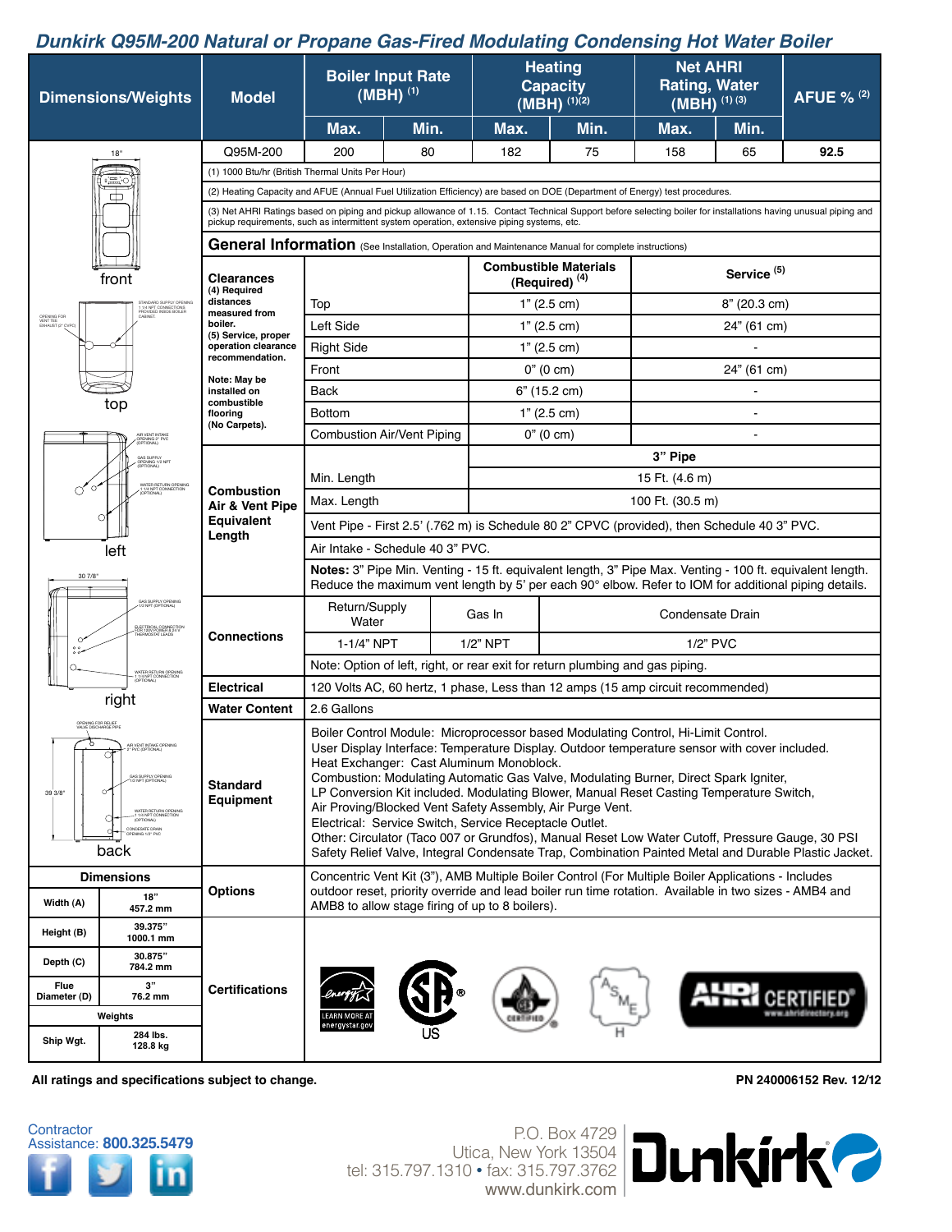# Dunkirk Q95M-200 Natural or Propane Gas-Fired Modulating Condensing Hot Water Boiler

| Model | Boiler Input Rate (MBH) (1) | | Heating Capacity (MBH) (1)(2) | | Net AHRI Rating, Water (MBH) (1)(3) | | AFUE % (2) |
|---|---|---|---|---|---|---|---|
| | Max. | Min. | Max. | Min. | Max. | Min. | |
| Q95M-200 | 200 | 80 | 182 | 75 | 158 | 65 | **92.5** |

(1) 1000 Btu/hr (British Thermal Units Per Hour)

(2) Heating Capacity and AFUE (Annual Fuel Utilization Efficiency) are based on DOE (Department of Energy) test procedures.

(3) Net AHRI Ratings based on piping and pickup allowance of 1.15. Contact Technical Support before selecting boiler for installations having unusual piping and pickup requirements, such as intermittent system operation, extensive piping systems, etc.

## Dimensions/Weights

front, top, left, right, back

18"

30 7/8"

39 3/8"

| Dimensions | |
|---|---|
| Width (A) | 18" 457.2 mm |
| Height (B) | 39.375" 1000.1 mm |
| Depth (C) | 30.875" 784.2 mm |
| Flue Diameter (D) | 3" 76.2 mm |
| **Weights** | |
| Ship Wgt. | 284 lbs. 128.8 kg |

## General Information (See Installation, Operation and Maintenance Manual for complete instructions)

**Clearances**
(4) Required distances measured from boiler.
(5) Service, proper operation clearance recommendation.

Note: May be installed on combustible flooring (No Carpets).

| | Combustible Materials (Required) (4) | Service (5) |
|---|---|---|
| Top | 1" (2.5 cm) | 8" (20.3 cm) |
| Left Side | 1" (2.5 cm) | 24" (61 cm) |
| Right Side | 1" (2.5 cm) | - |
| Front | 0" (0 cm) | 24" (61 cm) |
| Back | 6" (15.2 cm) | - |
| Bottom | 1" (2.5 cm) | - |
| Combustion Air/Vent Piping | 0" (0 cm) | - |

**Combustion Air & Vent Pipe Equivalent Length**

| | 3" Pipe |
|---|---|
| Min. Length | 15 Ft. (4.6 m) |
| Max. Length | 100 Ft. (30.5 m) |

Vent Pipe - First 2.5' (.762 m) is Schedule 80 2" CPVC (provided), then Schedule 40 3" PVC.

Air Intake - Schedule 40 3" PVC.

**Notes:** 3" Pipe Min. Venting - 15 ft. equivalent length, 3" Pipe Max. Venting - 100 ft. equivalent length. Reduce the maximum vent length by 5' per each 90° elbow. Refer to IOM for additional piping details.

**Connections**

| Return/Supply Water | Gas In | Condensate Drain |
|---|---|---|
| 1-1/4" NPT | 1/2" NPT | 1/2" PVC |

Note: Option of left, right, or rear exit for return plumbing and gas piping.

**Electrical:** 120 Volts AC, 60 hertz, 1 phase, Less than 12 amps (15 amp circuit recommended)

**Water Content:** 2.6 Gallons

**Standard Equipment**

Boiler Control Module: Microprocessor based Modulating Control, Hi-Limit Control.
User Display Interface: Temperature Display. Outdoor temperature sensor with cover included.
Heat Exchanger: Cast Aluminum Monoblock.
Combustion: Modulating Automatic Gas Valve, Modulating Burner, Direct Spark Igniter, LP Conversion Kit included. Modulating Blower, Manual Reset Casting Temperature Switch, Air Proving/Blocked Vent Safety Assembly, Air Purge Vent.
Electrical: Service Switch, Service Receptacle Outlet.
Other: Circulator (Taco 007 or Grundfos), Manual Reset Low Water Cutoff, Pressure Gauge, 30 PSI Safety Relief Valve, Integral Condensate Trap, Combination Painted Metal and Durable Plastic Jacket.

**Options**

Concentric Vent Kit (3"), AMB Multiple Boiler Control (For Multiple Boiler Applications - Includes outdoor reset, priority override and lead boiler run time rotation. Available in two sizes - AMB4 and AMB8 to allow stage firing of up to 8 boilers).

**Certifications**

Energy Star (LEARN MORE AT energystar.gov), CSA US, ASME H, AHRI CERTIFIED (www.ahridirectory.org)

**All ratings and specifications subject to change.**

**PN 240006152 Rev. 12/12**

Contractor Assistance: **800.325.5479**

P.O. Box 4729
Utica, New York 13504
tel: 315.797.1310 • fax: 315.797.3762
www.dunkirk.com

Dunkirk